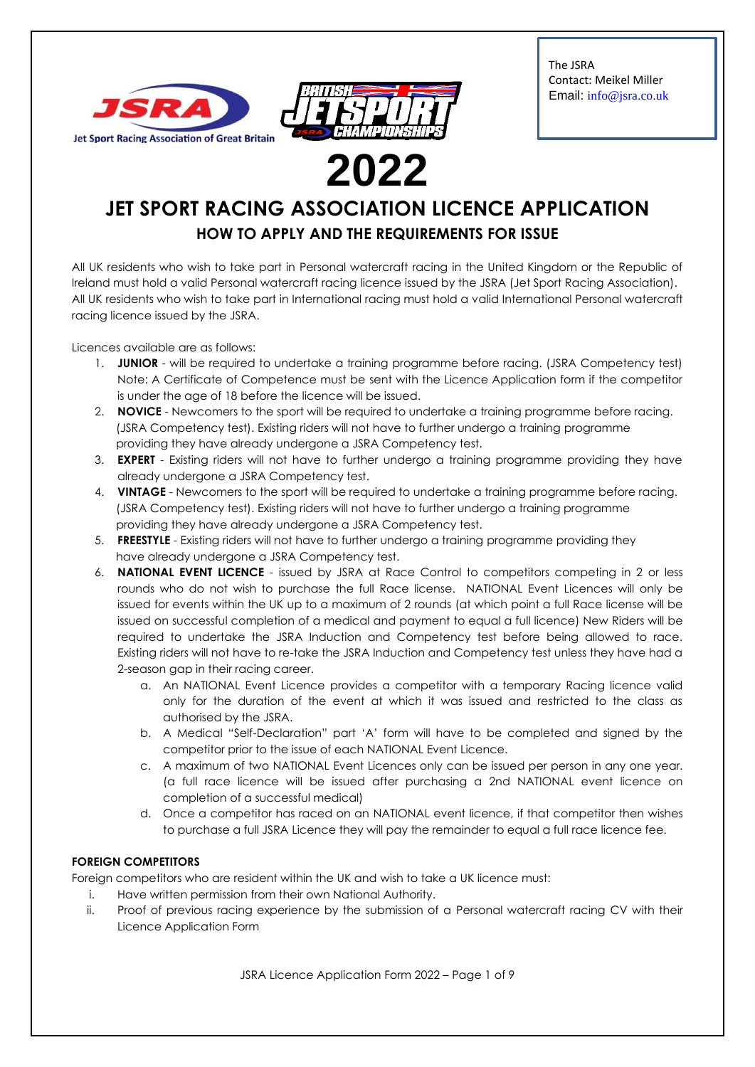The JSRA
Contact: Meikel Miller
Email: info@jsra.co.uk

Jet Sport Racing Association of Great Britain

# 2022

# JET SPORT RACING ASSOCIATION LICENCE APPLICATION

## HOW TO APPLY AND THE REQUIREMENTS FOR ISSUE

All UK residents who wish to take part in Personal watercraft racing in the United Kingdom or the Republic of Ireland must hold a valid Personal watercraft racing licence issued by the JSRA (Jet Sport Racing Association). All UK residents who wish to take part in International racing must hold a valid International Personal watercraft racing licence issued by the JSRA.

Licences available are as follows:

1. **JUNIOR** - will be required to undertake a training programme before racing. (JSRA Competency test) Note: A Certificate of Competence must be sent with the Licence Application form if the competitor is under the age of 18 before the licence will be issued.
2. **NOVICE** - Newcomers to the sport will be required to undertake a training programme before racing. (JSRA Competency test). Existing riders will not have to further undergo a training programme providing they have already undergone a JSRA Competency test.
3. **EXPERT** - Existing riders will not have to further undergo a training programme providing they have already undergone a JSRA Competency test.
4. **VINTAGE** - Newcomers to the sport will be required to undertake a training programme before racing. (JSRA Competency test). Existing riders will not have to further undergo a training programme providing they have already undergone a JSRA Competency test.
5. **FREESTYLE** - Existing riders will not have to further undergo a training programme providing they have already undergone a JSRA Competency test.
6. **NATIONAL EVENT LICENCE** - issued by JSRA at Race Control to competitors competing in 2 or less rounds who do not wish to purchase the full Race license. NATIONAL Event Licences will only be issued for events within the UK up to a maximum of 2 rounds (at which point a full Race license will be issued on successful completion of a medical and payment to equal a full licence) New Riders will be required to undertake the JSRA Induction and Competency test before being allowed to race. Existing riders will not have to re-take the JSRA Induction and Competency test unless they have had a 2-season gap in their racing career.
    a. An NATIONAL Event Licence provides a competitor with a temporary Racing licence valid only for the duration of the event at which it was issued and restricted to the class as authorised by the JSRA.
    b. A Medical "Self-Declaration" part 'A' form will have to be completed and signed by the competitor prior to the issue of each NATIONAL Event Licence.
    c. A maximum of two NATIONAL Event Licences only can be issued per person in any one year. (a full race licence will be issued after purchasing a 2nd NATIONAL event licence on completion of a successful medical)
    d. Once a competitor has raced on an NATIONAL event licence, if that competitor then wishes to purchase a full JSRA Licence they will pay the remainder to equal a full race licence fee.

**FOREIGN COMPETITORS**

Foreign competitors who are resident within the UK and wish to take a UK licence must:

i. Have written permission from their own National Authority.
ii. Proof of previous racing experience by the submission of a Personal watercraft racing CV with their Licence Application Form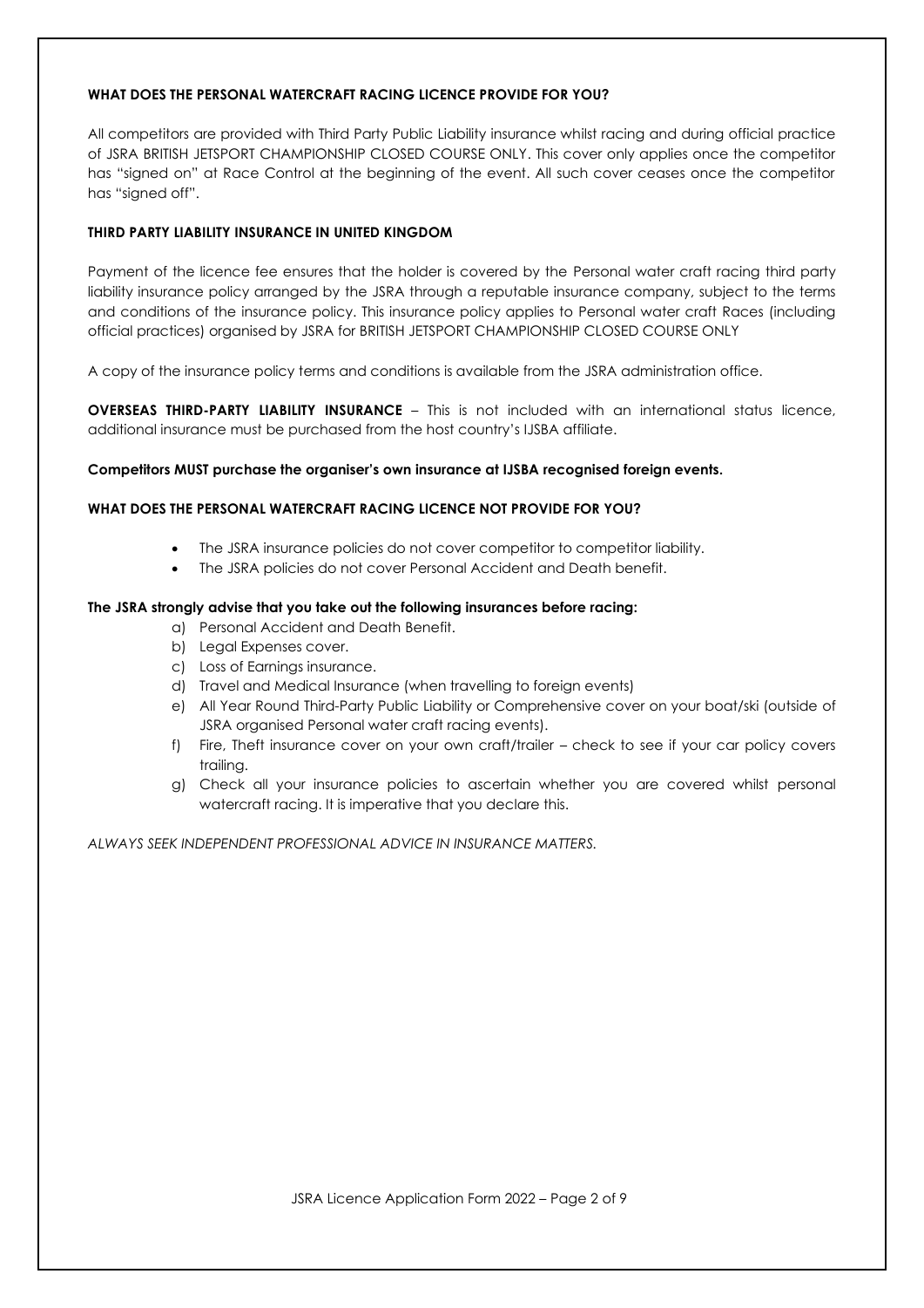## WHAT DOES THE PERSONAL WATERCRAFT RACING LICENCE PROVIDE FOR YOU?

All competitors are provided with Third Party Public Liability insurance whilst racing and during official practice of JSRA BRITISH JETSPORT CHAMPIONSHIP CLOSED COURSE ONLY. This cover only applies once the competitor has "signed on" at Race Control at the beginning of the event. All such cover ceases once the competitor has "signed off".

## THIRD PARTY LIABILITY INSURANCE IN UNITED KINGDOM

Payment of the licence fee ensures that the holder is covered by the Personal water craft racing third party liability insurance policy arranged by the JSRA through a reputable insurance company, subject to the terms and conditions of the insurance policy. This insurance policy applies to Personal water craft Races (including official practices) organised by JSRA for BRITISH JETSPORT CHAMPIONSHIP CLOSED COURSE ONLY

A copy of the insurance policy terms and conditions is available from the JSRA administration office.

**OVERSEAS THIRD-PARTY LIABILITY INSURANCE** – This is not included with an international status licence, additional insurance must be purchased from the host country's IJSBA affiliate.

**Competitors MUST purchase the organiser's own insurance at IJSBA recognised foreign events.**

## WHAT DOES THE PERSONAL WATERCRAFT RACING LICENCE NOT PROVIDE FOR YOU?

- The JSRA insurance policies do not cover competitor to competitor liability.
- The JSRA policies do not cover Personal Accident and Death benefit.

**The JSRA strongly advise that you take out the following insurances before racing:**

a) Personal Accident and Death Benefit.
b) Legal Expenses cover.
c) Loss of Earnings insurance.
d) Travel and Medical Insurance (when travelling to foreign events)
e) All Year Round Third-Party Public Liability or Comprehensive cover on your boat/ski (outside of JSRA organised Personal water craft racing events).
f) Fire, Theft insurance cover on your own craft/trailer – check to see if your car policy covers trailing.
g) Check all your insurance policies to ascertain whether you are covered whilst personal watercraft racing. It is imperative that you declare this.

*ALWAYS SEEK INDEPENDENT PROFESSIONAL ADVICE IN INSURANCE MATTERS.*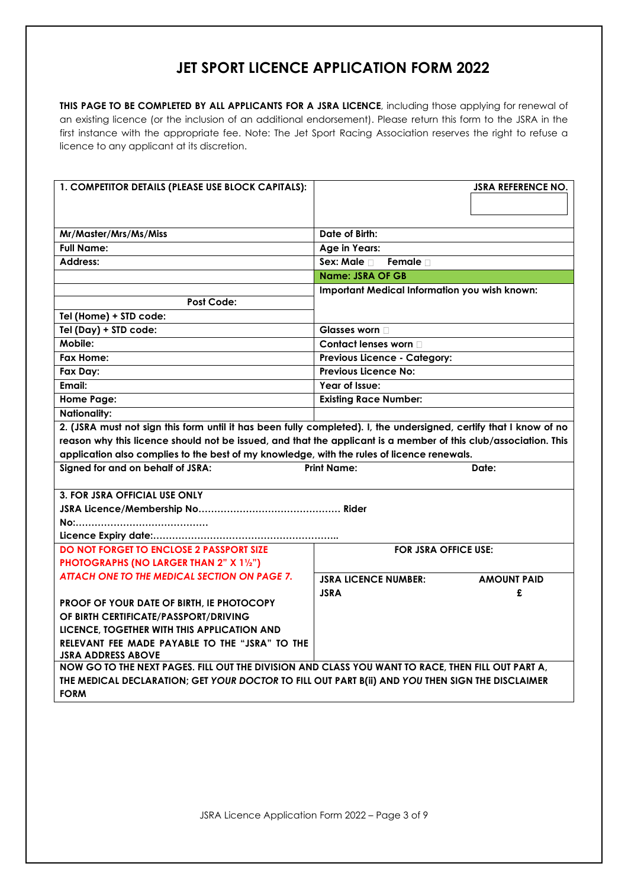# JET SPORT LICENCE APPLICATION FORM 2022

**THIS PAGE TO BE COMPLETED BY ALL APPLICANTS FOR A JSRA LICENCE**, including those applying for renewal of an existing licence (or the inclusion of an additional endorsement). Please return this form to the JSRA in the first instance with the appropriate fee. Note: The Jet Sport Racing Association reserves the right to refuse a licence to any applicant at its discretion.

| **1. COMPETITOR DETAILS (PLEASE USE BLOCK CAPITALS):** | **JSRA REFERENCE NO.** |
|---|---|
| **Mr/Master/Mrs/Ms/Miss** | **Date of Birth:** |
| **Full Name:** | **Age in Years:** |
| **Address:** | **Sex: Male** ☐ **Female** ☐ |
| | **Name: JSRA OF GB** |
| | **Important Medical Information you wish known:** |
| **Post Code:** | |
| **Tel (Home) + STD code:** | |
| **Tel (Day) + STD code:** | **Glasses worn** ☐ |
| **Mobile:** | **Contact lenses worn** ☐ |
| **Fax Home:** | **Previous Licence - Category:** |
| **Fax Day:** | **Previous Licence No:** |
| **Email:** | **Year of Issue:** |
| **Home Page:** | **Existing Race Number:** |
| **Nationality:** | |

**2. (JSRA must not sign this form until it has been fully completed). I, the undersigned, certify that I know of no reason why this licence should not be issued, and that the applicant is a member of this club/association. This application also complies to the best of my knowledge, with the rules of licence renewals.**

**Signed for and on behalf of JSRA:** **Print Name:** **Date:**

**3. FOR JSRA OFFICIAL USE ONLY**

**JSRA Licence/Membership No……………………………………… Rider No:……………………………………**

**Licence Expiry date:…………………………………………………..**

| **DO NOT FORGET TO ENCLOSE 2 PASSPORT SIZE PHOTOGRAPHS (NO LARGER THAN 2" X 1½")** ***ATTACH ONE TO THE MEDICAL SECTION ON PAGE 7.*** | **FOR JSRA OFFICE USE:** | |
|---|---|---|
| **PROOF OF YOUR DATE OF BIRTH, IE PHOTOCOPY OF BIRTH CERTIFICATE/PASSPORT/DRIVING LICENCE, TOGETHER WITH THIS APPLICATION AND RELEVANT FEE MADE PAYABLE TO THE "JSRA" TO THE JSRA ADDRESS ABOVE** | **JSRA LICENCE NUMBER:** **JSRA** | **AMOUNT PAID** **£** |

**NOW GO TO THE NEXT PAGES. FILL OUT THE DIVISION AND CLASS YOU WANT TO RACE, THEN FILL OUT PART A, THE MEDICAL DECLARATION; GET *YOUR DOCTOR* TO FILL OUT PART B(ii) AND *YOU* THEN SIGN THE DISCLAIMER FORM**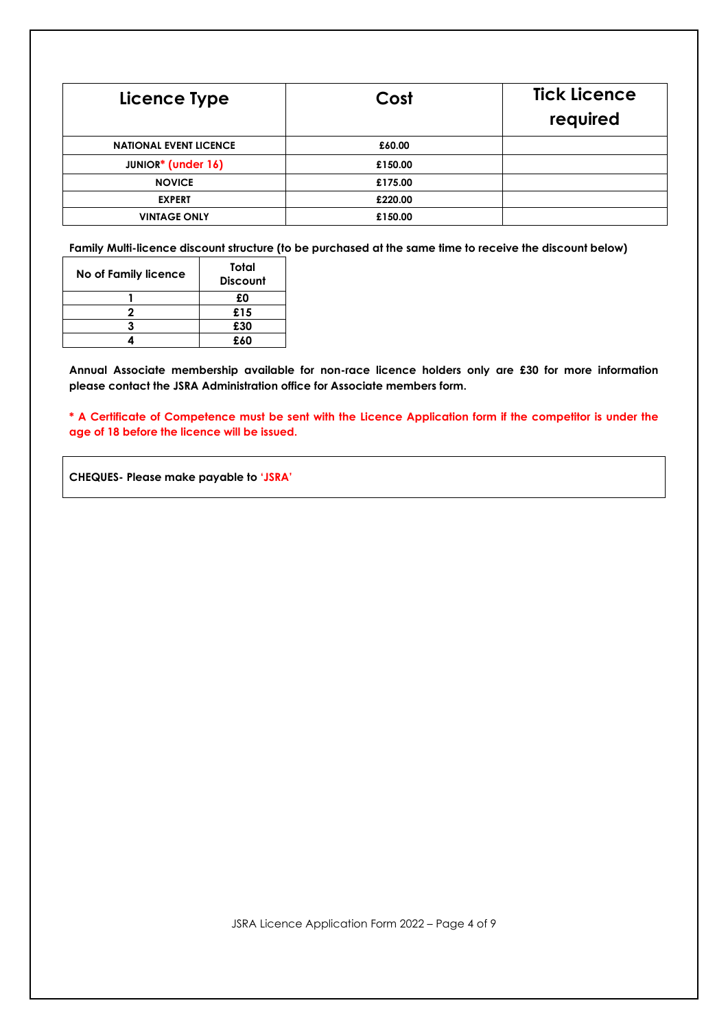| Licence Type | Cost | Tick Licence required |
|---|---|---|
| NATIONAL EVENT LICENCE | £60.00 | |
| JUNIOR* (under 16) | £150.00 | |
| NOVICE | £175.00 | |
| EXPERT | £220.00 | |
| VINTAGE ONLY | £150.00 | |

**Family Multi-licence discount structure (to be purchased at the same time to receive the discount below)**

| No of Family licence | Total Discount |
|---|---|
| 1 | £0 |
| 2 | £15 |
| 3 | £30 |
| 4 | £60 |

**Annual Associate membership available for non-race licence holders only are £30 for more information please contact the JSRA Administration office for Associate members form.**

**\* A Certificate of Competence must be sent with the Licence Application form if the competitor is under the age of 18 before the licence will be issued.**

**CHEQUES- Please make payable to 'JSRA'**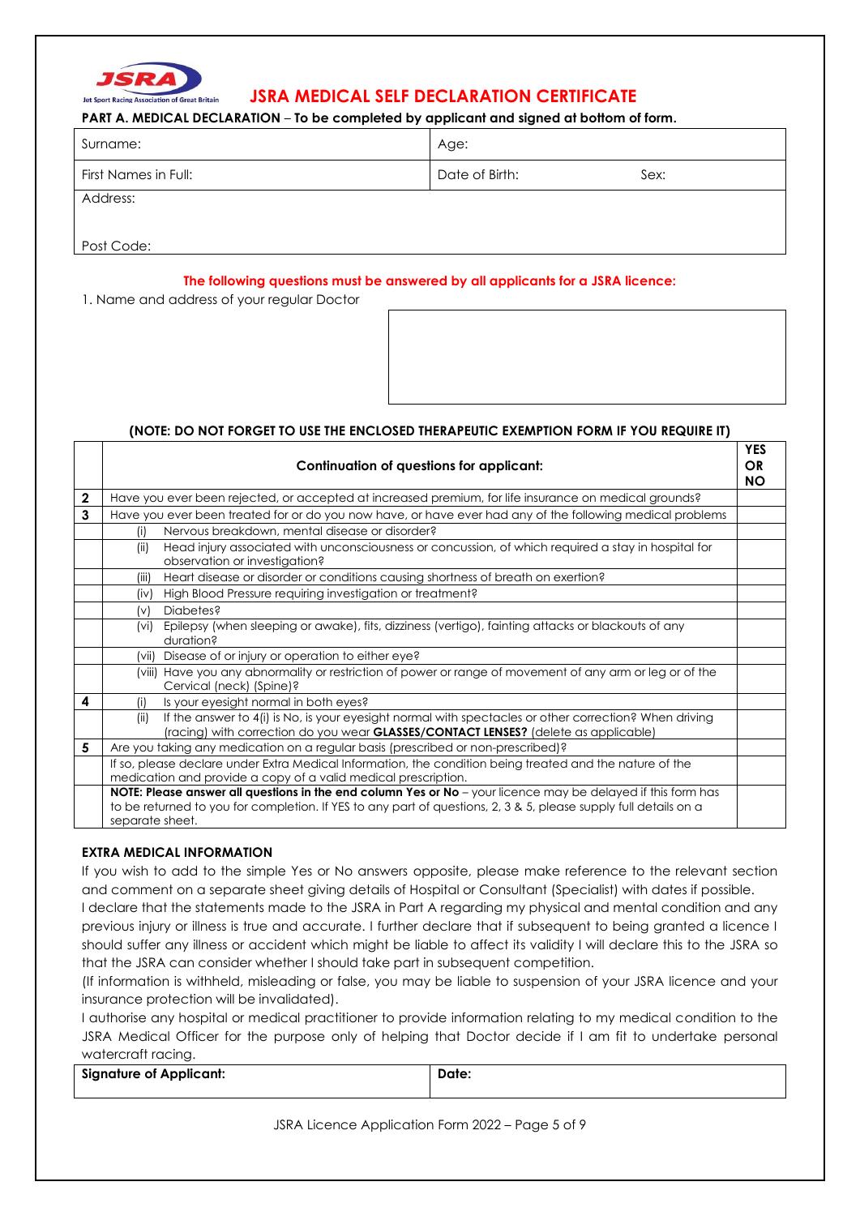# JSRA MEDICAL SELF DECLARATION CERTIFICATE

**PART A. MEDICAL DECLARATION** – **To be completed by applicant and signed at bottom of form.**

| Surname: | Age: | |
|---|---|---|
| First Names in Full: | Date of Birth: | Sex: |
| Address:<br><br>Post Code: | | |

**The following questions must be answered by all applicants for a JSRA licence:**

1. Name and address of your regular Doctor

**(NOTE: DO NOT FORGET TO USE THE ENCLOSED THERAPEUTIC EXEMPTION FORM IF YOU REQUIRE IT)**

| | **Continuation of questions for applicant:** | **YES OR NO** |
|---|---|---|
| **2** | Have you ever been rejected, or accepted at increased premium, for life insurance on medical grounds? | |
| **3** | Have you ever been treated for or do you now have, or have ever had any of the following medical problems | |
| | (i) Nervous breakdown, mental disease or disorder? | |
| | (ii) Head injury associated with unconsciousness or concussion, of which required a stay in hospital for observation or investigation? | |
| | (iii) Heart disease or disorder or conditions causing shortness of breath on exertion? | |
| | (iv) High Blood Pressure requiring investigation or treatment? | |
| | (v) Diabetes? | |
| | (vi) Epilepsy (when sleeping or awake), fits, dizziness (vertigo), fainting attacks or blackouts of any duration? | |
| | (vii) Disease of or injury or operation to either eye? | |
| | (viii) Have you any abnormality or restriction of power or range of movement of any arm or leg or of the Cervical (neck) (Spine)? | |
| **4** | (i) Is your eyesight normal in both eyes? | |
| | (ii) If the answer to 4(i) is No, is your eyesight normal with spectacles or other correction? When driving (racing) with correction do you wear **GLASSES/CONTACT LENSES?** (delete as applicable) | |
| **5** | Are you taking any medication on a regular basis (prescribed or non-prescribed)? | |
| | If so, please declare under Extra Medical Information, the condition being treated and the nature of the medication and provide a copy of a valid medical prescription. | |
| | **NOTE: Please answer all questions in the end column Yes or No** – your licence may be delayed if this form has to be returned to you for completion. If YES to any part of questions, 2, 3 & 5, please supply full details on a separate sheet. | |

**EXTRA MEDICAL INFORMATION**

If you wish to add to the simple Yes or No answers opposite, please make reference to the relevant section and comment on a separate sheet giving details of Hospital or Consultant (Specialist) with dates if possible.

I declare that the statements made to the JSRA in Part A regarding my physical and mental condition and any previous injury or illness is true and accurate. I further declare that if subsequent to being granted a licence I should suffer any illness or accident which might be liable to affect its validity I will declare this to the JSRA so that the JSRA can consider whether I should take part in subsequent competition.

(If information is withheld, misleading or false, you may be liable to suspension of your JSRA licence and your insurance protection will be invalidated).

I authorise any hospital or medical practitioner to provide information relating to my medical condition to the JSRA Medical Officer for the purpose only of helping that Doctor decide if I am fit to undertake personal watercraft racing.

| **Signature of Applicant:** | **Date:** |
|---|---|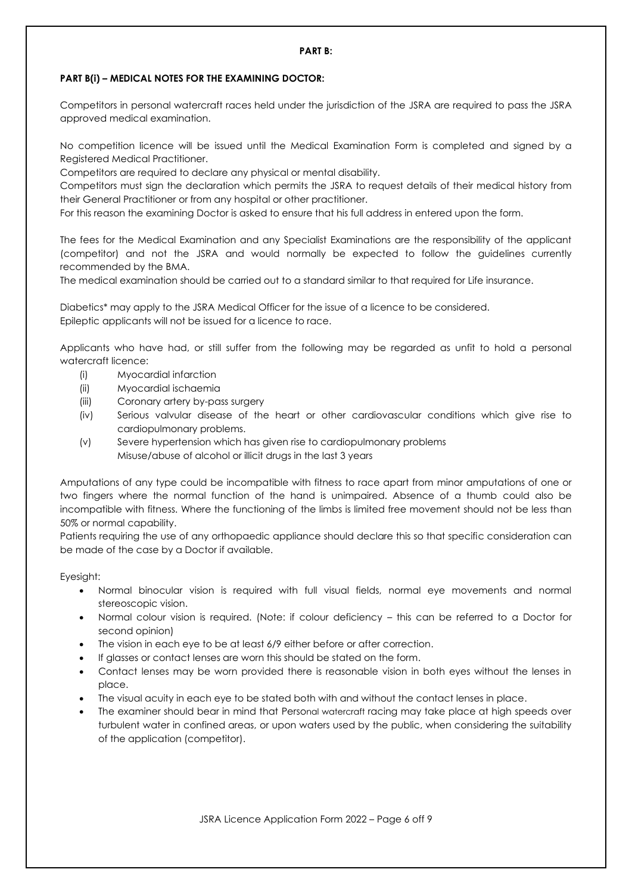**PART B:**

**PART B(i) – MEDICAL NOTES FOR THE EXAMINING DOCTOR:**

Competitors in personal watercraft races held under the jurisdiction of the JSRA are required to pass the JSRA approved medical examination.

No competition licence will be issued until the Medical Examination Form is completed and signed by a Registered Medical Practitioner.

Competitors are required to declare any physical or mental disability.

Competitors must sign the declaration which permits the JSRA to request details of their medical history from their General Practitioner or from any hospital or other practitioner.

For this reason the examining Doctor is asked to ensure that his full address in entered upon the form.

The fees for the Medical Examination and any Specialist Examinations are the responsibility of the applicant (competitor) and not the JSRA and would normally be expected to follow the guidelines currently recommended by the BMA.

The medical examination should be carried out to a standard similar to that required for Life insurance.

Diabetics* may apply to the JSRA Medical Officer for the issue of a licence to be considered.

Epileptic applicants will not be issued for a licence to race.

Applicants who have had, or still suffer from the following may be regarded as unfit to hold a personal watercraft licence:

- (i) Myocardial infarction
- (ii) Myocardial ischaemia
- (iii) Coronary artery by-pass surgery
- (iv) Serious valvular disease of the heart or other cardiovascular conditions which give rise to cardiopulmonary problems.
- (v) Severe hypertension which has given rise to cardiopulmonary problems
  Misuse/abuse of alcohol or illicit drugs in the last 3 years

Amputations of any type could be incompatible with fitness to race apart from minor amputations of one or two fingers where the normal function of the hand is unimpaired. Absence of a thumb could also be incompatible with fitness. Where the functioning of the limbs is limited free movement should not be less than 50% or normal capability.

Patients requiring the use of any orthopaedic appliance should declare this so that specific consideration can be made of the case by a Doctor if available.

Eyesight:

- Normal binocular vision is required with full visual fields, normal eye movements and normal stereoscopic vision.
- Normal colour vision is required. (Note: if colour deficiency – this can be referred to a Doctor for second opinion)
- The vision in each eye to be at least 6/9 either before or after correction.
- If glasses or contact lenses are worn this should be stated on the form.
- Contact lenses may be worn provided there is reasonable vision in both eyes without the lenses in place.
- The visual acuity in each eye to be stated both with and without the contact lenses in place.
- The examiner should bear in mind that Personal watercraft racing may take place at high speeds over turbulent water in confined areas, or upon waters used by the public, when considering the suitability of the application (competitor).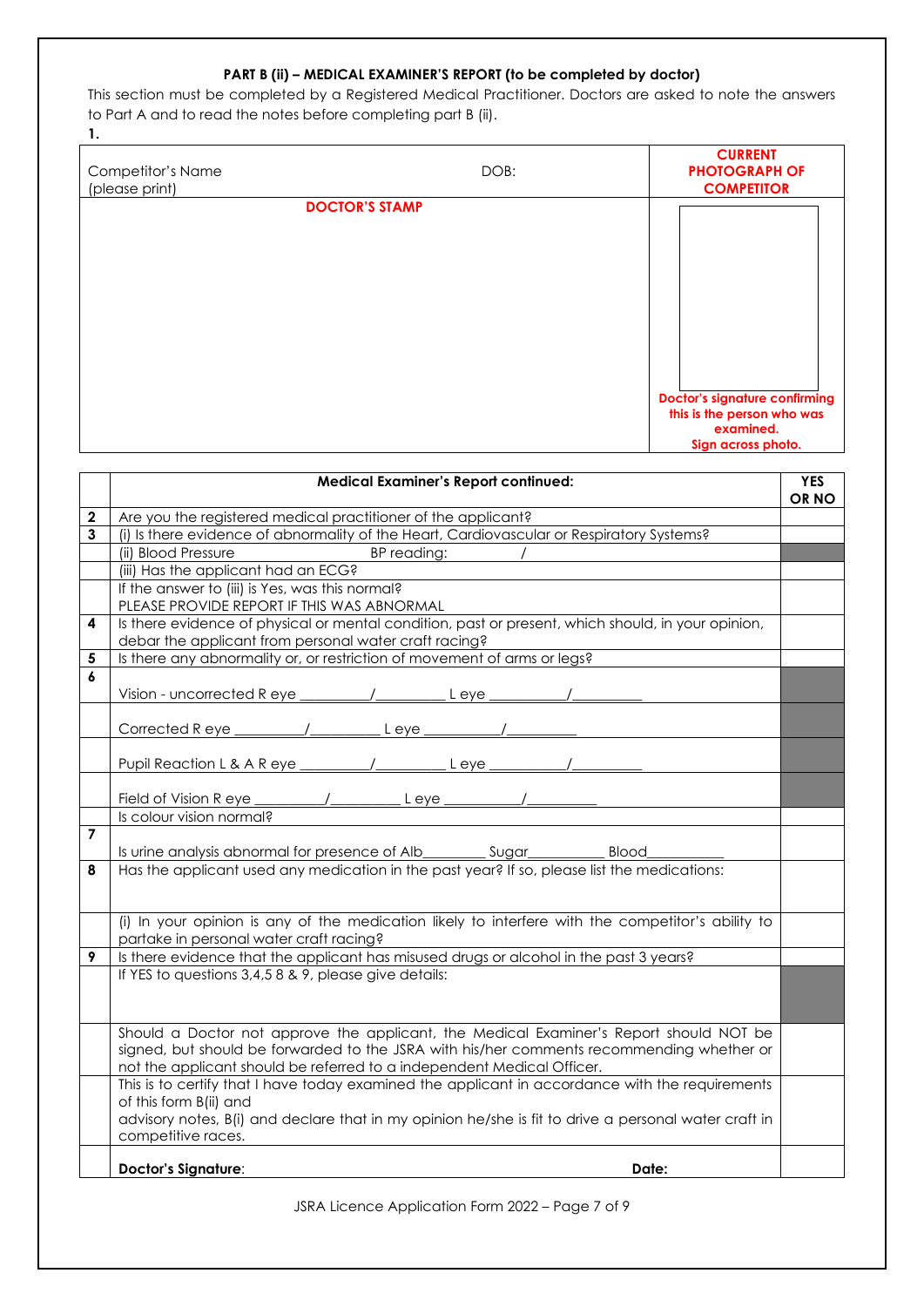### PART B (ii) – MEDICAL EXAMINER'S REPORT (to be completed by doctor)

This section must be completed by a Registered Medical Practitioner. Doctors are asked to note the answers to Part A and to read the notes before completing part B (ii).

**1.**

| Competitor's Name (please print) | DOB: | **CURRENT PHOTOGRAPH OF COMPETITOR** |
|---|---|---|
| **DOCTOR'S STAMP** | | **Doctor's signature confirming this is the person who was examined. Sign across photo.** |

| | **Medical Examiner's Report continued:** | **YES OR NO** |
|---|---|---|
| **2** | Are you the registered medical practitioner of the applicant? | |
| **3** | (i) Is there evidence of abnormality of the Heart, Cardiovascular or Respiratory Systems? | |
| | (ii) Blood Pressure BP reading: / | |
| | (iii) Has the applicant had an ECG? | |
| | If the answer to (iii) is Yes, was this normal? PLEASE PROVIDE REPORT IF THIS WAS ABNORMAL | |
| **4** | Is there evidence of physical or mental condition, past or present, which should, in your opinion, debar the applicant from personal water craft racing? | |
| **5** | Is there any abnormality or, or restriction of movement of arms or legs? | |
| **6** | Vision - uncorrected R eye ________/________ L eye ________/________ | |
| | Corrected R eye ________/________ L eye ________/________ | |
| | Pupil Reaction L & A R eye ________/________ L eye ________/________ | |
| | Field of Vision R eye ________/________ L eye ________/________ | |
| | Is colour vision normal? | |
| **7** | Is urine analysis abnormal for presence of Alb________ Sugar________ Blood________ | |
| **8** | Has the applicant used any medication in the past year? If so, please list the medications: | |
| | (i) In your opinion is any of the medication likely to interfere with the competitor's ability to partake in personal water craft racing? | |
| **9** | Is there evidence that the applicant has misused drugs or alcohol in the past 3 years? | |
| | If YES to questions 3,4,5 8 & 9, please give details: | |
| | Should a Doctor not approve the applicant, the Medical Examiner's Report should NOT be signed, but should be forwarded to the JSRA with his/her comments recommending whether or not the applicant should be referred to a independent Medical Officer. | |
| | This is to certify that I have today examined the applicant in accordance with the requirements of this form B(ii) and advisory notes, B(i) and declare that in my opinion he/she is fit to drive a personal water craft in competitive races. | |
| | **Doctor's Signature**: **Date:** | |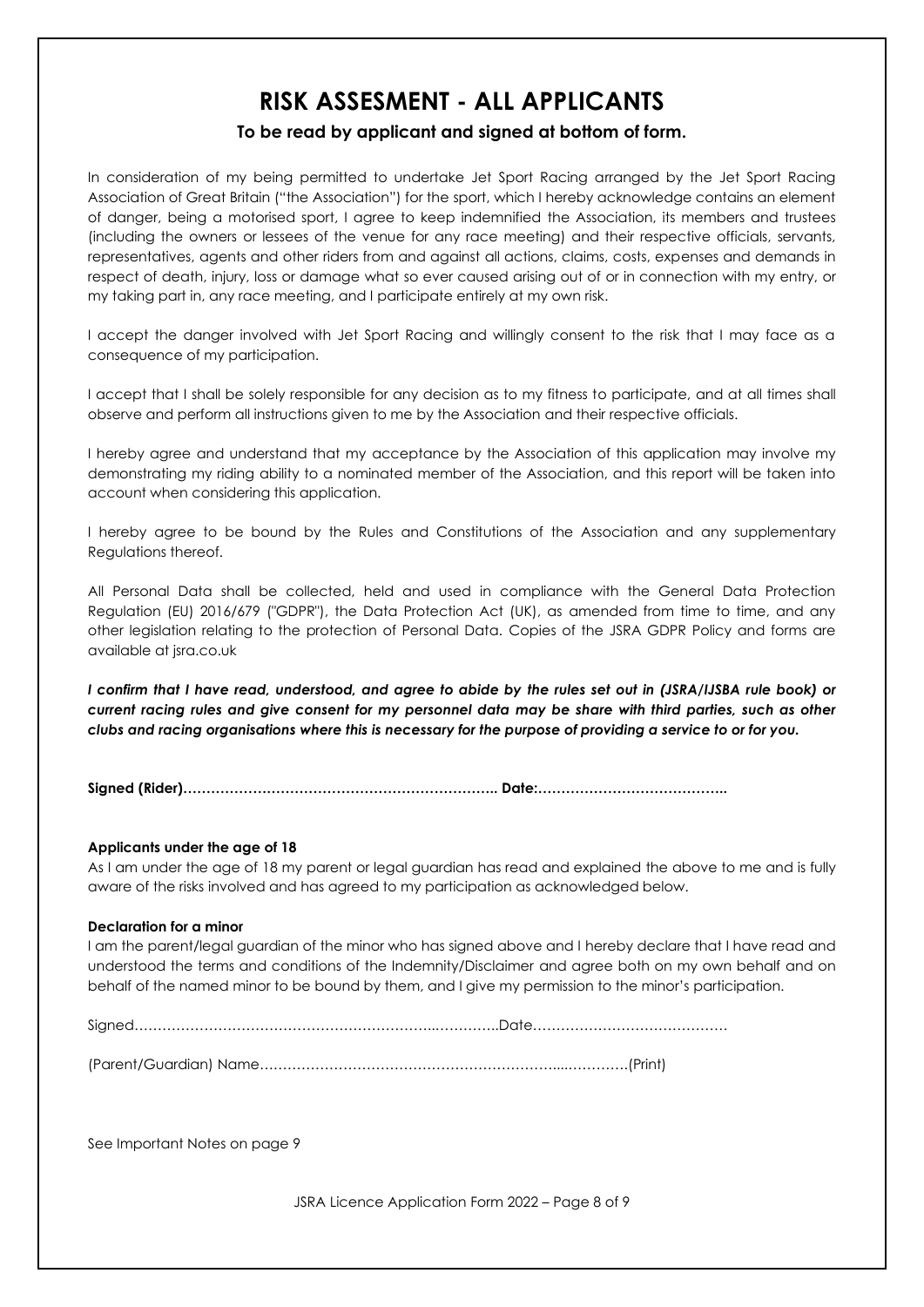# RISK ASSESMENT - ALL APPLICANTS

**To be read by applicant and signed at bottom of form.**

In consideration of my being permitted to undertake Jet Sport Racing arranged by the Jet Sport Racing Association of Great Britain ("the Association") for the sport, which I hereby acknowledge contains an element of danger, being a motorised sport, I agree to keep indemnified the Association, its members and trustees (including the owners or lessees of the venue for any race meeting) and their respective officials, servants, representatives, agents and other riders from and against all actions, claims, costs, expenses and demands in respect of death, injury, loss or damage what so ever caused arising out of or in connection with my entry, or my taking part in, any race meeting, and I participate entirely at my own risk.

I accept the danger involved with Jet Sport Racing and willingly consent to the risk that I may face as a consequence of my participation.

I accept that I shall be solely responsible for any decision as to my fitness to participate, and at all times shall observe and perform all instructions given to me by the Association and their respective officials.

I hereby agree and understand that my acceptance by the Association of this application may involve my demonstrating my riding ability to a nominated member of the Association, and this report will be taken into account when considering this application.

I hereby agree to be bound by the Rules and Constitutions of the Association and any supplementary Regulations thereof.

All Personal Data shall be collected, held and used in compliance with the General Data Protection Regulation (EU) 2016/679 ("GDPR"), the Data Protection Act (UK), as amended from time to time, and any other legislation relating to the protection of Personal Data. Copies of the JSRA GDPR Policy and forms are available at jsra.co.uk

***I confirm that I have read, understood, and agree to abide by the rules set out in (JSRA/IJSBA rule book) or current racing rules and give consent for my personnel data may be share with third parties, such as other clubs and racing organisations where this is necessary for the purpose of providing a service to or for you.***

**Signed (Rider)………………………………………………………….. Date:…………………………………..**

**Applicants under the age of 18**

As I am under the age of 18 my parent or legal guardian has read and explained the above to me and is fully aware of the risks involved and has agreed to my participation as acknowledged below.

**Declaration for a minor**

I am the parent/legal guardian of the minor who has signed above and I hereby declare that I have read and understood the terms and conditions of the Indemnity/Disclaimer and agree both on my own behalf and on behalf of the named minor to be bound by them, and I give my permission to the minor's participation.

Signed……………………………………………………..…………..Date……………………………………

(Parent/Guardian) Name…………………………………………………………...………….(Print)

See Important Notes on page 9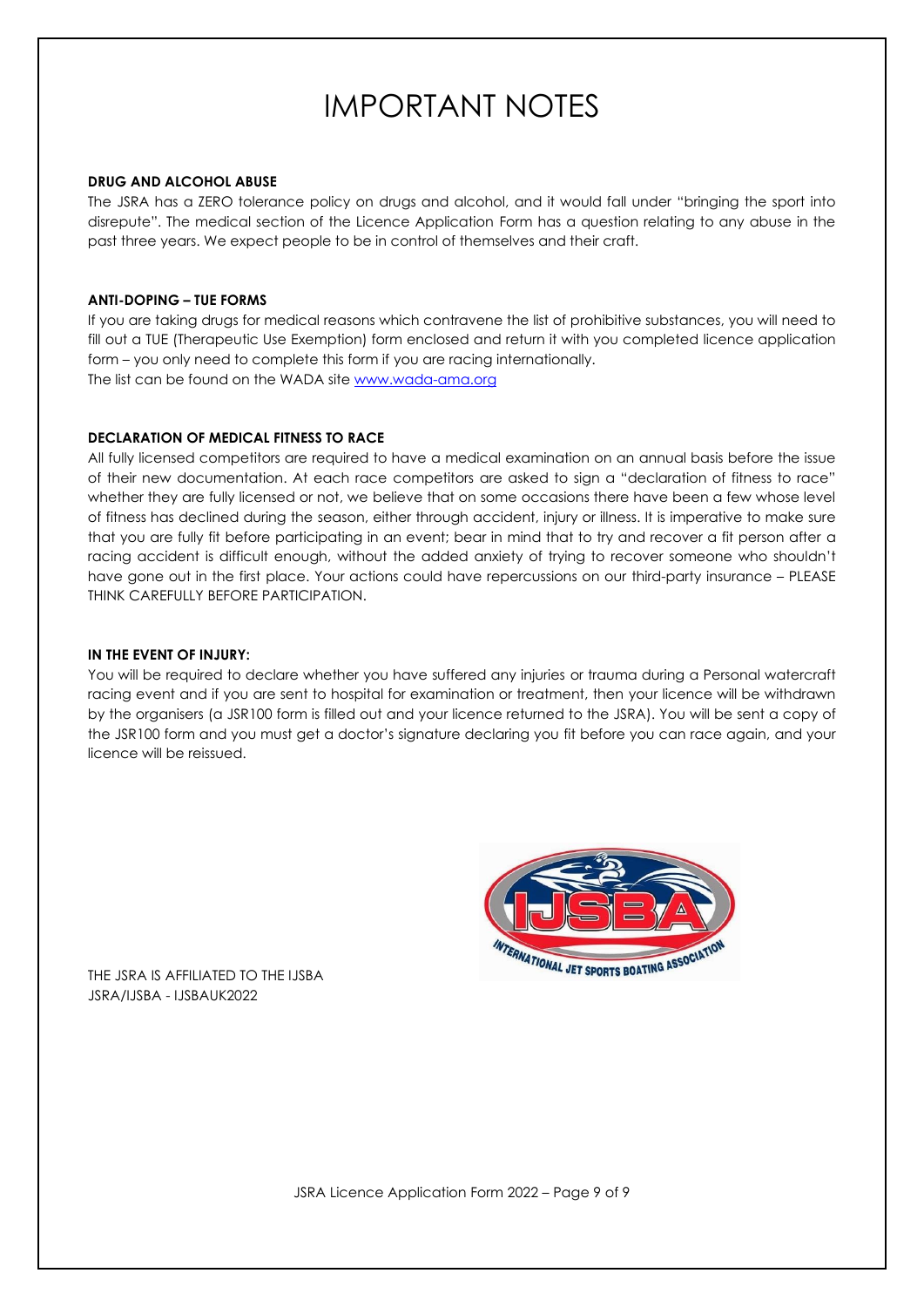# IMPORTANT NOTES

**DRUG AND ALCOHOL ABUSE**

The JSRA has a ZERO tolerance policy on drugs and alcohol, and it would fall under "bringing the sport into disrepute". The medical section of the Licence Application Form has a question relating to any abuse in the past three years. We expect people to be in control of themselves and their craft.

**ANTI-DOPING – TUE FORMS**

If you are taking drugs for medical reasons which contravene the list of prohibitive substances, you will need to fill out a TUE (Therapeutic Use Exemption) form enclosed and return it with you completed licence application form – you only need to complete this form if you are racing internationally.
The list can be found on the WADA site www.wada-ama.org

**DECLARATION OF MEDICAL FITNESS TO RACE**

All fully licensed competitors are required to have a medical examination on an annual basis before the issue of their new documentation. At each race competitors are asked to sign a "declaration of fitness to race" whether they are fully licensed or not, we believe that on some occasions there have been a few whose level of fitness has declined during the season, either through accident, injury or illness. It is imperative to make sure that you are fully fit before participating in an event; bear in mind that to try and recover a fit person after a racing accident is difficult enough, without the added anxiety of trying to recover someone who shouldn't have gone out in the first place. Your actions could have repercussions on our third-party insurance – PLEASE THINK CAREFULLY BEFORE PARTICIPATION.

**IN THE EVENT OF INJURY:**

You will be required to declare whether you have suffered any injuries or trauma during a Personal watercraft racing event and if you are sent to hospital for examination or treatment, then your licence will be withdrawn by the organisers (a JSR100 form is filled out and your licence returned to the JSRA). You will be sent a copy of the JSR100 form and you must get a doctor's signature declaring you fit before you can race again, and your licence will be reissued.

THE JSRA IS AFFILIATED TO THE IJSBA
JSRA/IJSBA - IJSBAUK2022